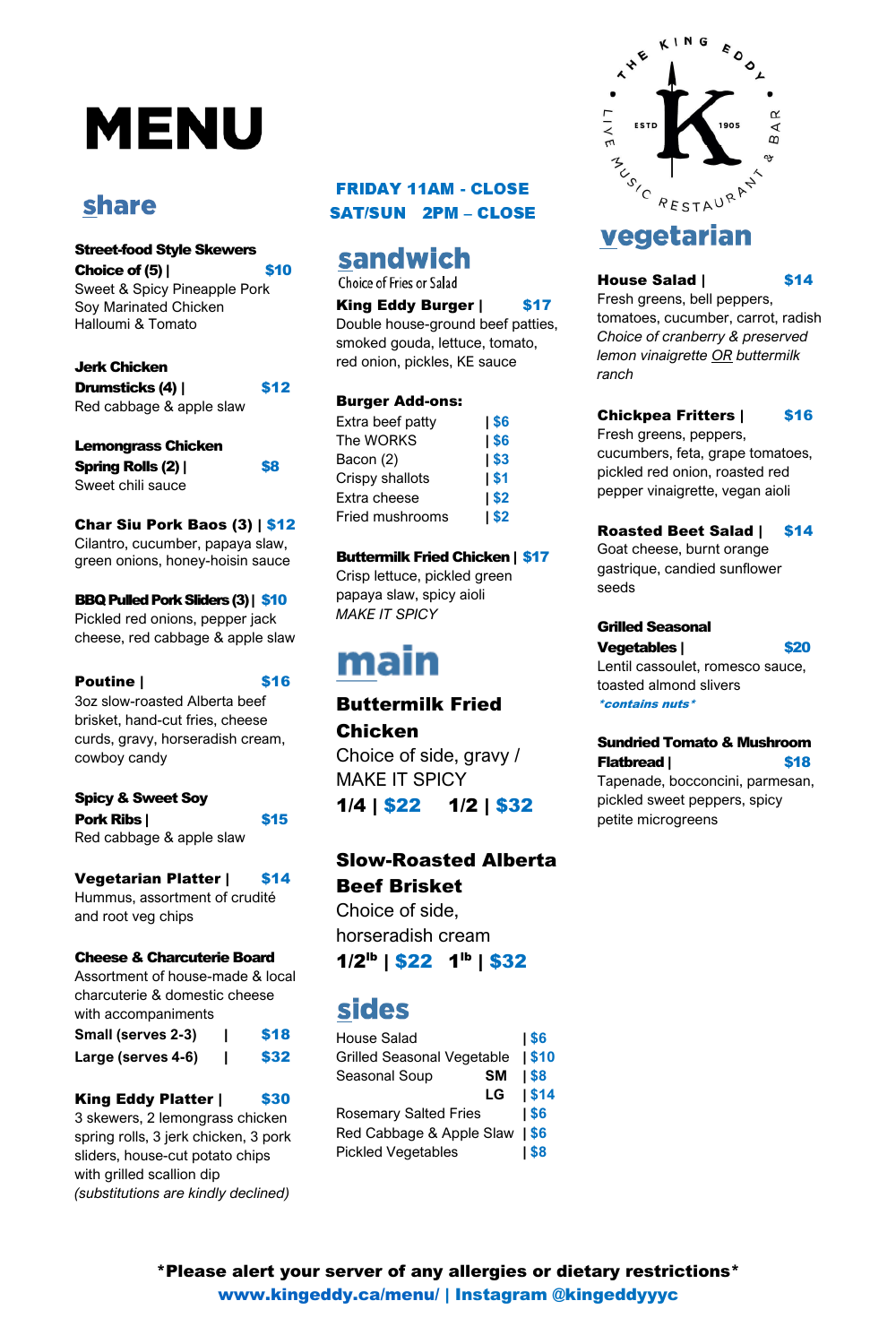# MENU

## share

**Street-food Style Skewers**
**Choice of (5) | $10**
Sweet & Spicy Pineapple Pork
Soy Marinated Chicken
Halloumi & Tomato

**Jerk Chicken Drumsticks (4) | $12**
Red cabbage & apple slaw

**Lemongrass Chicken Spring Rolls (2) | $8**
Sweet chili sauce

**Char Siu Pork Baos (3) | $12**
Cilantro, cucumber, papaya slaw, green onions, honey-hoisin sauce

**BBQ Pulled Pork Sliders (3) | $10**
Pickled red onions, pepper jack cheese, red cabbage & apple slaw

**Poutine | $16**
3oz slow-roasted Alberta beef brisket, hand-cut fries, cheese curds, gravy, horseradish cream, cowboy candy

**Spicy & Sweet Soy Pork Ribs | $15**
Red cabbage & apple slaw

**Vegetarian Platter | $14**
Hummus, assortment of crudité and root veg chips

**Cheese & Charcuterie Board**
Assortment of house-made & local charcuterie & domestic cheese with accompaniments
**Small (serves 2-3) | $18**
**Large (serves 4-6) | $32**

**King Eddy Platter | $30**
3 skewers, 2 lemongrass chicken spring rolls, 3 jerk chicken, 3 pork sliders, house-cut potato chips with grilled scallion dip
*(substitutions are kindly declined)*

**FRIDAY 11AM - CLOSE**
**SAT/SUN 2PM – CLOSE**

## sandwich

Choice of Fries or Salad

**King Eddy Burger | $17**
Double house-ground beef patties, smoked gouda, lettuce, tomato, red onion, pickles, KE sauce

**Burger Add-ons:**

| | |
|---|---|
| Extra beef patty | $6 |
| The WORKS | $6 |
| Bacon (2) | $3 |
| Crispy shallots | $1 |
| Extra cheese | $2 |
| Fried mushrooms | $2 |

**Buttermilk Fried Chicken | $17**
Crisp lettuce, pickled green papaya slaw, spicy aioli
*MAKE IT SPICY*

## main

**Buttermilk Fried Chicken**
Choice of side, gravy / MAKE IT SPICY
**1/4 | $22 1/2 | $32**

**Slow-Roasted Alberta Beef Brisket**
Choice of side, horseradish cream
**1/2lb | $22 1lb | $32**

## sides

| | | |
|---|---|---|
| House Salad | | $6 |
| Grilled Seasonal Vegetable | | $10 |
| Seasonal Soup | SM | $8 |
| | LG | $14 |
| Rosemary Salted Fries | | $6 |
| Red Cabbage & Apple Slaw | | $6 |
| Pickled Vegetables | | $8 |

THE KING EDDY · LIVE MUSIC RESTAURANT & BAR · ESTD 1905

## vegetarian

**House Salad | $14**
Fresh greens, bell peppers, tomatoes, cucumber, carrot, radish
*Choice of cranberry & preserved lemon vinaigrette OR buttermilk ranch*

**Chickpea Fritters | $16**
Fresh greens, peppers, cucumbers, feta, grape tomatoes, pickled red onion, roasted red pepper vinaigrette, vegan aioli

**Roasted Beet Salad | $14**
Goat cheese, burnt orange gastrique, candied sunflower seeds

**Grilled Seasonal Vegetables | $20**
Lentil cassoulet, romesco sauce, toasted almond slivers
*\*contains nuts\**

**Sundried Tomato & Mushroom Flatbread | $18**
Tapenade, bocconcini, parmesan, pickled sweet peppers, spicy petite microgreens

**\*Please alert your server of any allergies or dietary restrictions\***
**www.kingeddy.ca/menu/ | Instagram @kingeddyyyc**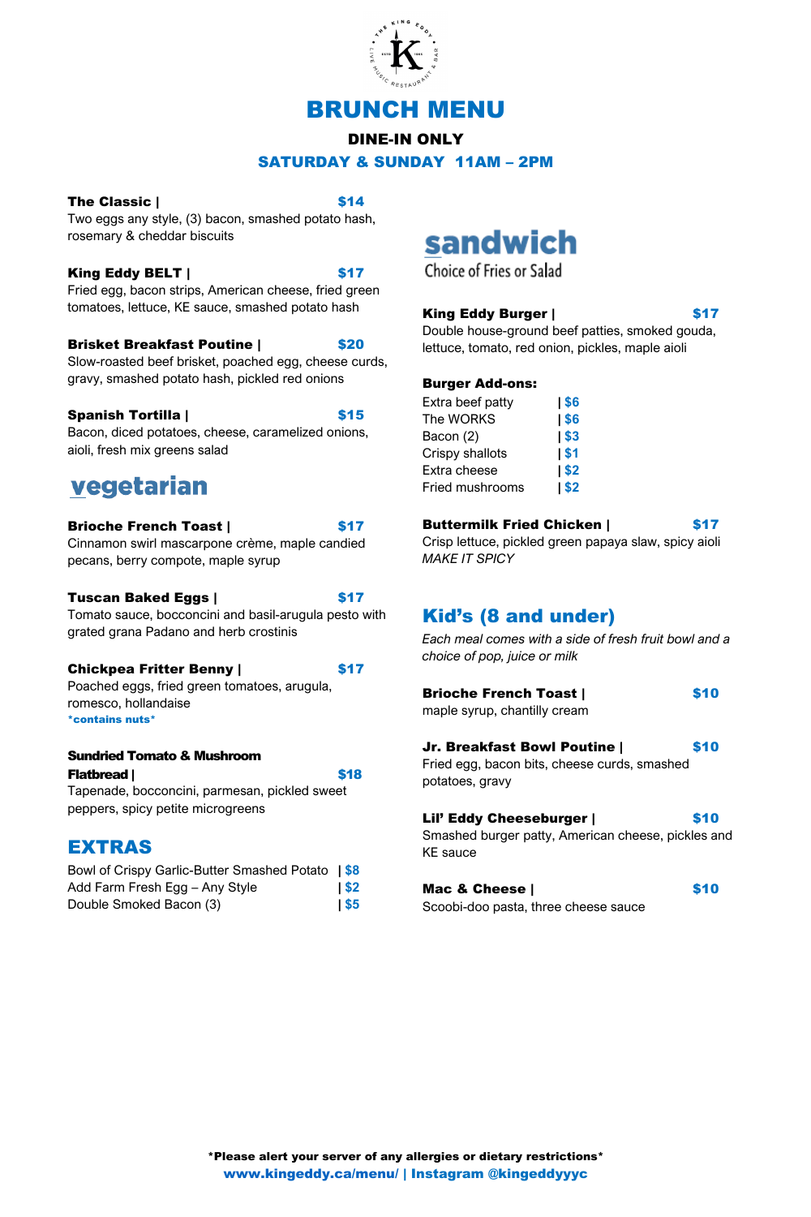# BRUNCH MENU

### DINE-IN ONLY

### SATURDAY & SUNDAY 11AM – 2PM

**The Classic |** **$14**
Two eggs any style, (3) bacon, smashed potato hash, rosemary & cheddar biscuits

**King Eddy BELT |** **$17**
Fried egg, bacon strips, American cheese, fried green tomatoes, lettuce, KE sauce, smashed potato hash

**Brisket Breakfast Poutine |** **$20**
Slow-roasted beef brisket, poached egg, cheese curds, gravy, smashed potato hash, pickled red onions

**Spanish Tortilla |** **$15**
Bacon, diced potatoes, cheese, caramelized onions, aioli, fresh mix greens salad

## vegetarian

**Brioche French Toast |** **$17**
Cinnamon swirl mascarpone crème, maple candied pecans, berry compote, maple syrup

**Tuscan Baked Eggs |** **$17**
Tomato sauce, bocconcini and basil-arugula pesto with grated grana Padano and herb crostinis

**Chickpea Fritter Benny |** **$17**
Poached eggs, fried green tomatoes, arugula, romesco, hollandaise
***contains nuts***

**Sundried Tomato & Mushroom Flatbread |** **$18**
Tapenade, bocconcini, parmesan, pickled sweet peppers, spicy petite microgreens

## EXTRAS

| | |
|---|---|
| Bowl of Crispy Garlic-Butter Smashed Potato | $8 |
| Add Farm Fresh Egg – Any Style | $2 |
| Double Smoked Bacon (3) | $5 |

## sandwich

Choice of Fries or Salad

**King Eddy Burger |** **$17**
Double house-ground beef patties, smoked gouda, lettuce, tomato, red onion, pickles, maple aioli

**Burger Add-ons:**

| | |
|---|---|
| Extra beef patty | $6 |
| The WORKS | $6 |
| Bacon (2) | $3 |
| Crispy shallots | $1 |
| Extra cheese | $2 |
| Fried mushrooms | $2 |

**Buttermilk Fried Chicken |** **$17**
Crisp lettuce, pickled green papaya slaw, spicy aioli
*MAKE IT SPICY*

## Kid's (8 and under)

*Each meal comes with a side of fresh fruit bowl and a choice of pop, juice or milk*

**Brioche French Toast |** **$10**
maple syrup, chantilly cream

**Jr. Breakfast Bowl Poutine |** **$10**
Fried egg, bacon bits, cheese curds, smashed potatoes, gravy

**Lil' Eddy Cheeseburger |** **$10**
Smashed burger patty, American cheese, pickles and KE sauce

**Mac & Cheese |** **$10**
Scoobi-doo pasta, three cheese sauce

***Please alert your server of any allergies or dietary restrictions***

**www.kingeddy.ca/menu/ | Instagram @kingeddyyyc**